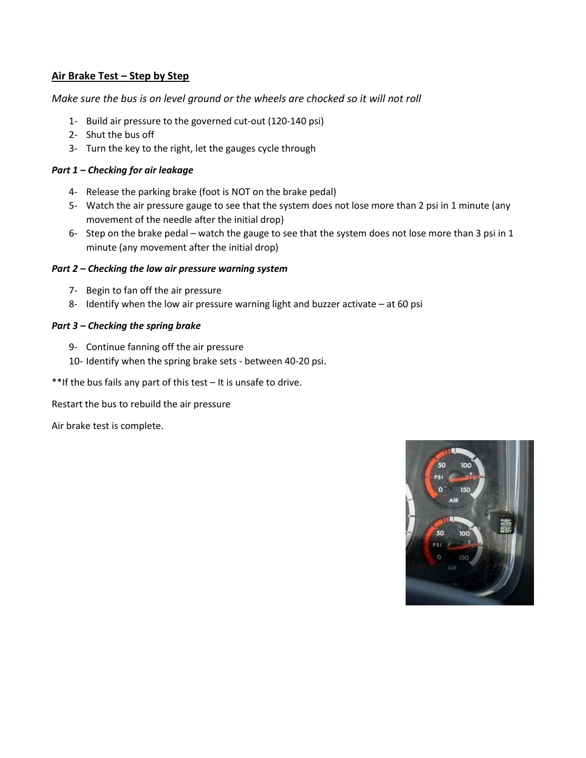## Air Brake Test – Step by Step

*Make sure the bus is on level ground or the wheels are chocked so it will not roll*

1- Build air pressure to the governed cut-out (120-140 psi)
2- Shut the bus off
3- Turn the key to the right, let the gauges cycle through

***Part 1 – Checking for air leakage***

4- Release the parking brake (foot is NOT on the brake pedal)
5- Watch the air pressure gauge to see that the system does not lose more than 2 psi in 1 minute (any movement of the needle after the initial drop)
6- Step on the brake pedal – watch the gauge to see that the system does not lose more than 3 psi in 1 minute (any movement after the initial drop)

***Part 2 – Checking the low air pressure warning system***

7- Begin to fan off the air pressure
8- Identify when the low air pressure warning light and buzzer activate – at 60 psi

***Part 3 – Checking the spring brake***

9- Continue fanning off the air pressure
10- Identify when the spring brake sets - between 40-20 psi.

**If the bus fails any part of this test – It is unsafe to drive.

Restart the bus to rebuild the air pressure

Air brake test is complete.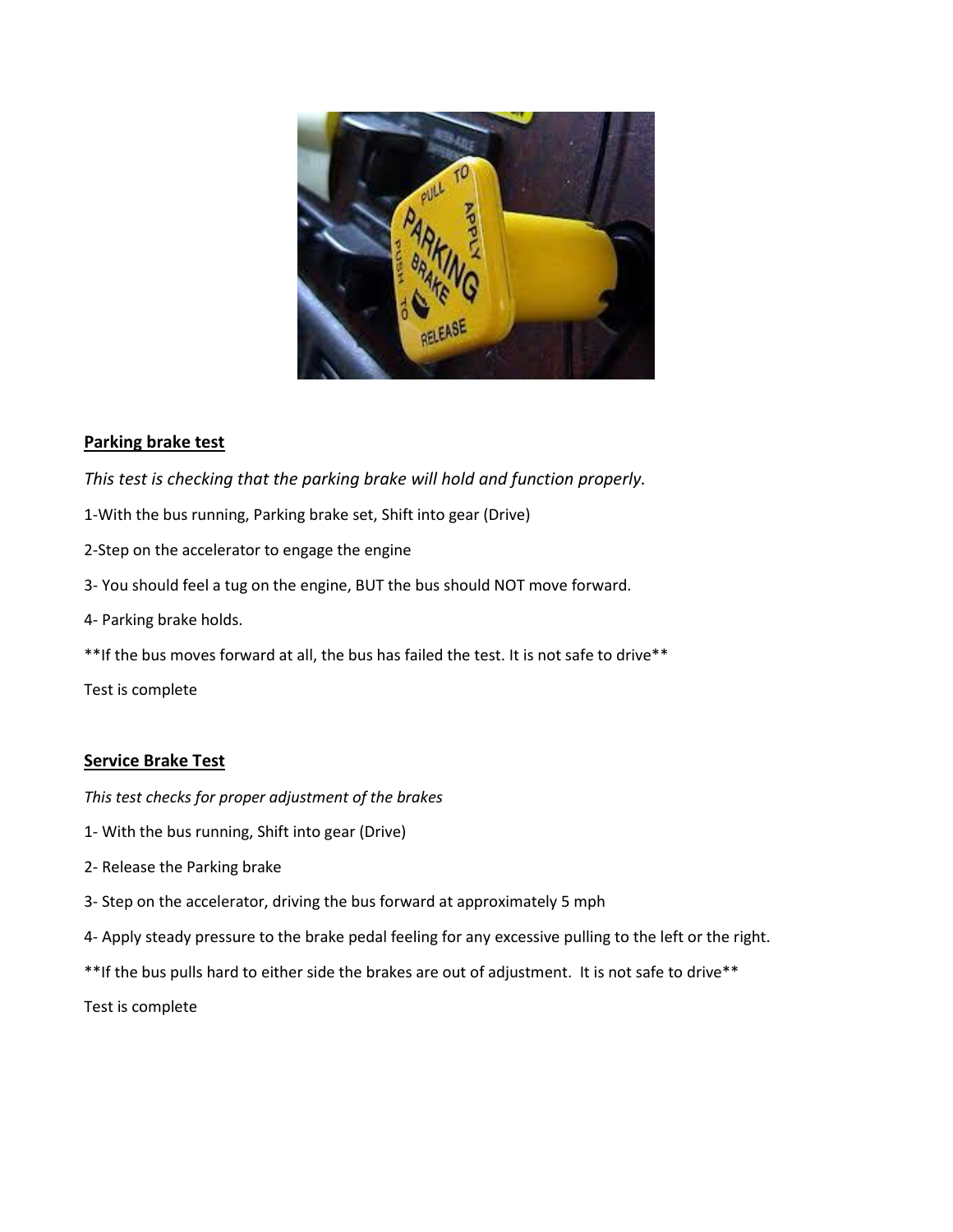**Parking brake test**

*This test is checking that the parking brake will hold and function properly.*

1-With the bus running, Parking brake set, Shift into gear (Drive)

2-Step on the accelerator to engage the engine

3- You should feel a tug on the engine, BUT the bus should NOT move forward.

4- Parking brake holds.

**If the bus moves forward at all, the bus has failed the test. It is not safe to drive**

Test is complete

**Service Brake Test**

*This test checks for proper adjustment of the brakes*

1- With the bus running, Shift into gear (Drive)

2- Release the Parking brake

3- Step on the accelerator, driving the bus forward at approximately 5 mph

4- Apply steady pressure to the brake pedal feeling for any excessive pulling to the left or the right.

**If the bus pulls hard to either side the brakes are out of adjustment. It is not safe to drive**

Test is complete